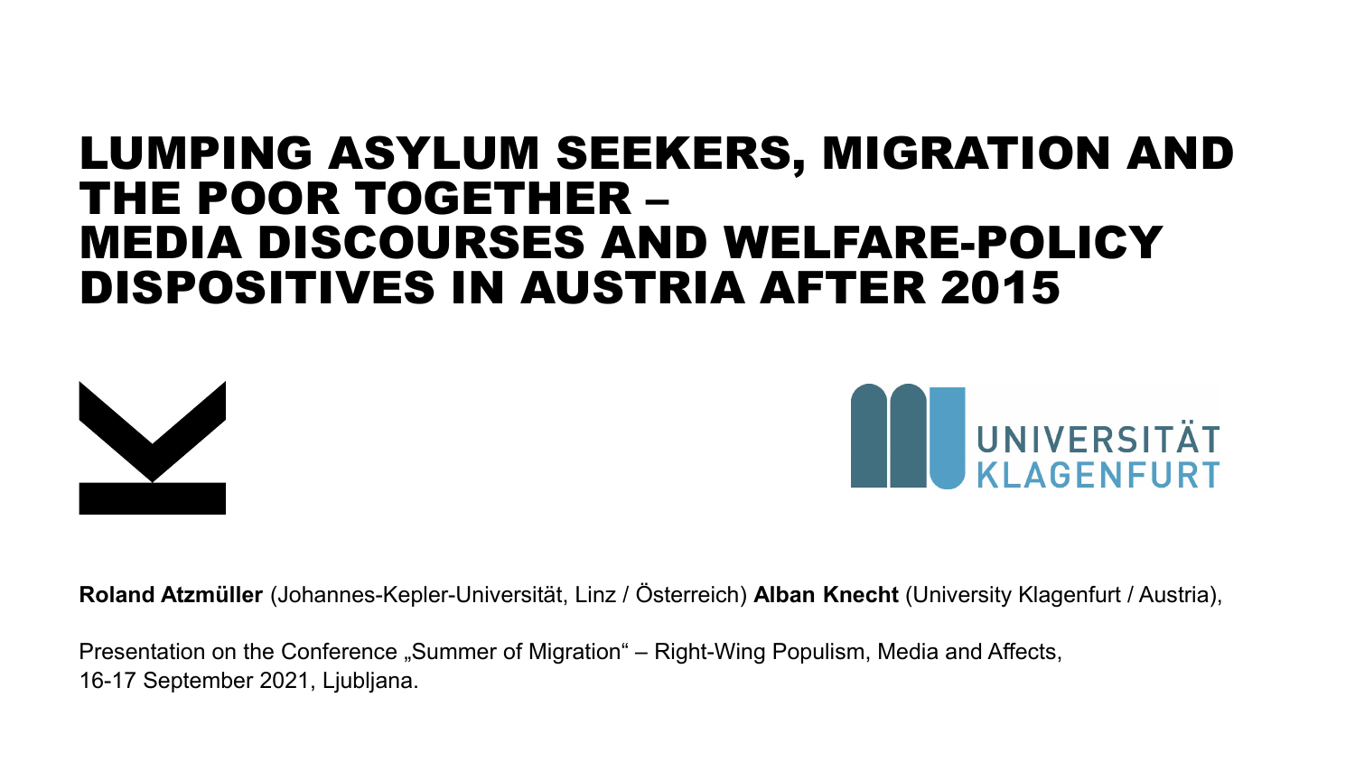# LUMPING ASYLUM SEEKERS, MIGRATION AND THE POOR TOGETHER – MEDIA DISCOURSES AND WELFARE-POLICY DISPOSITIVES IN AUSTRIA AFTER 2015

UNIVERSITÄT KLAGENFURT

**Roland Atzmüller** (Johannes-Kepler-Universität, Linz / Österreich) **Alban Knecht** (University Klagenfurt / Austria),

Presentation on the Conference „Summer of Migration" – Right-Wing Populism, Media and Affects, 16-17 September 2021, Ljubljana.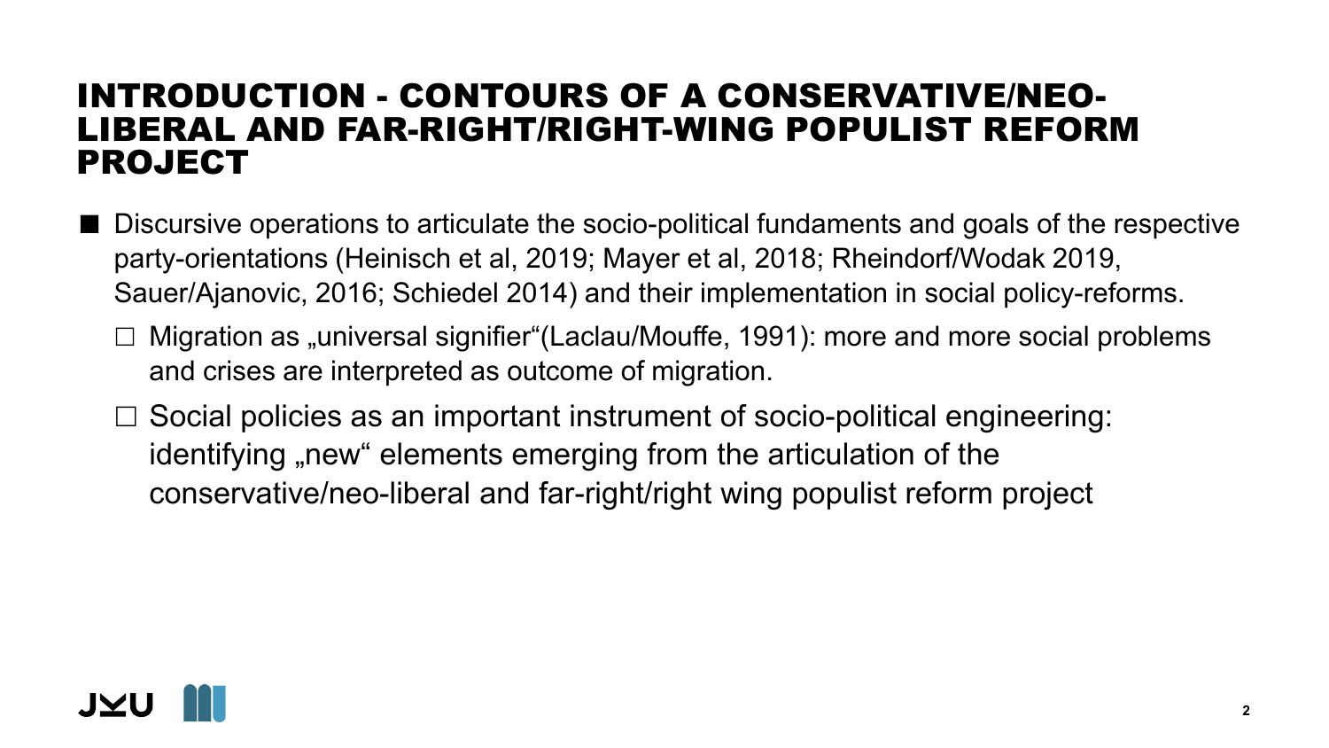# INTRODUCTION - CONTOURS OF A CONSERVATIVE/NEO-LIBERAL AND FAR-RIGHT/RIGHT-WING POPULIST REFORM PROJECT

- Discursive operations to articulate the socio-political fundaments and goals of the respective party-orientations (Heinisch et al, 2019; Mayer et al, 2018; Rheindorf/Wodak 2019, Sauer/Ajanovic, 2016; Schiedel 2014) and their implementation in social policy-reforms.
  - Migration as „universal signifier"(Laclau/Mouffe, 1991): more and more social problems and crises are interpreted as outcome of migration.
  - Social policies as an important instrument of socio-political engineering: identifying „new" elements emerging from the articulation of the conservative/neo-liberal and far-right/right wing populist reform project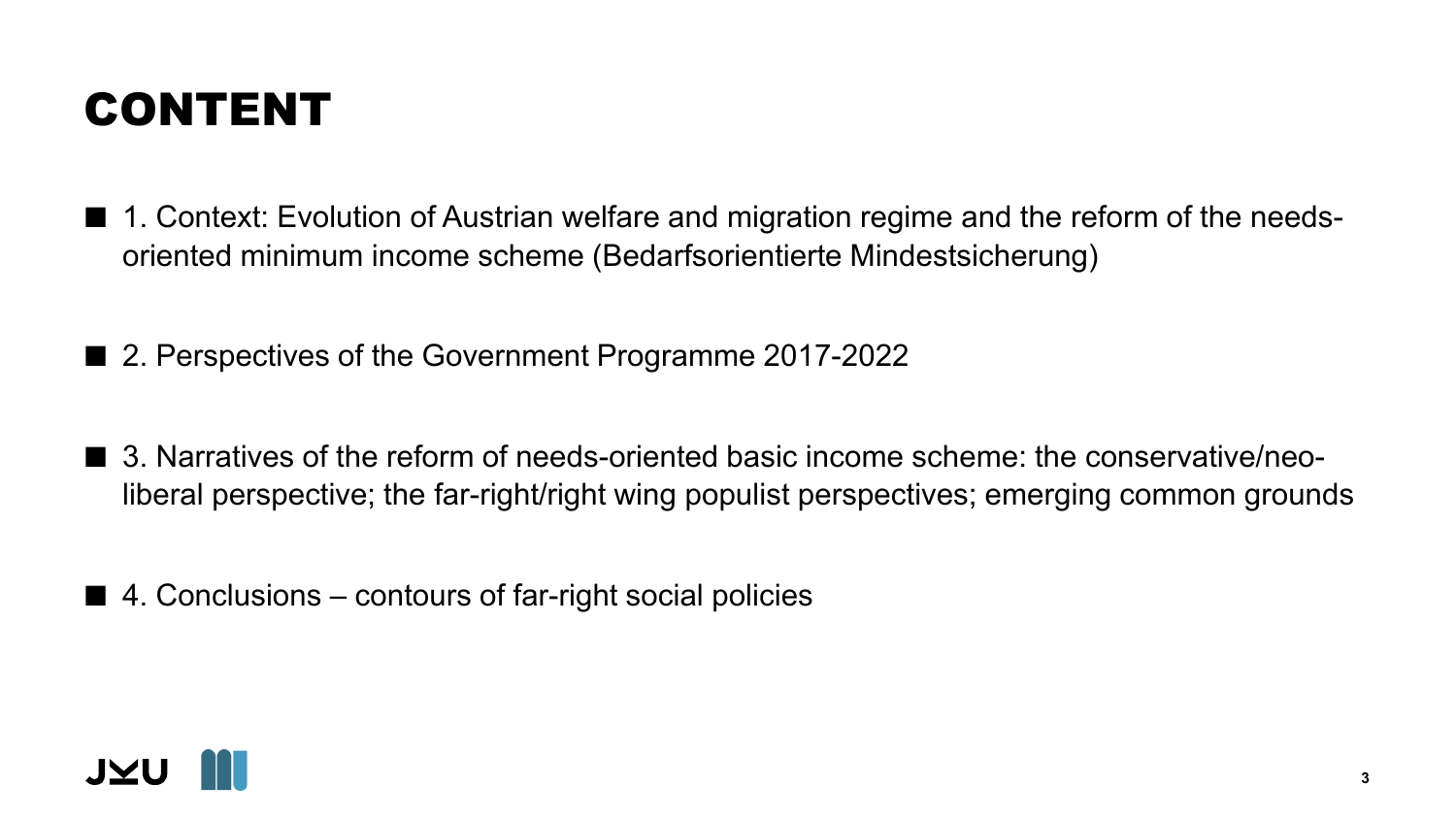# CONTENT

- 1. Context: Evolution of Austrian welfare and migration regime and the reform of the needs-oriented minimum income scheme (Bedarfsorientierte Mindestsicherung)

- 2. Perspectives of the Government Programme 2017-2022

- 3. Narratives of the reform of needs-oriented basic income scheme: the conservative/neo-liberal perspective; the far-right/right wing populist perspectives; emerging common grounds

- 4. Conclusions – contours of far-right social policies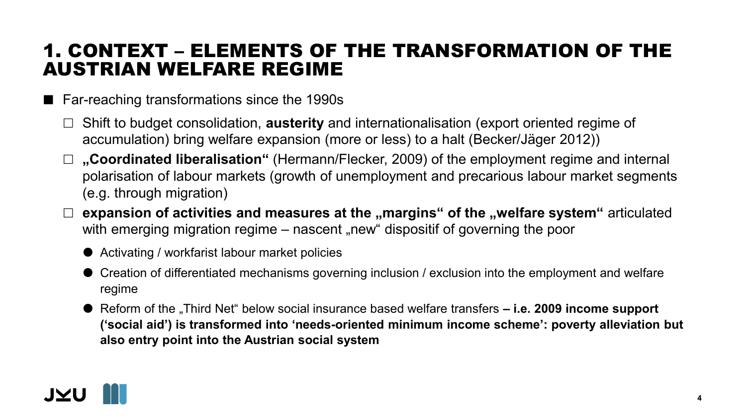# 1. CONTEXT – ELEMENTS OF THE TRANSFORMATION OF THE AUSTRIAN WELFARE REGIME

- Far-reaching transformations since the 1990s
  - Shift to budget consolidation, **austerity** and internationalisation (export oriented regime of accumulation) bring welfare expansion (more or less) to a halt (Becker/Jäger 2012))
  - **„Coordinated liberalisation“** (Hermann/Flecker, 2009) of the employment regime and internal polarisation of labour markets (growth of unemployment and precarious labour market segments (e.g. through migration)
  - **expansion of activities and measures at the „margins“ of the „welfare system“** articulated with emerging migration regime – nascent „new“ dispositif of governing the poor
    - Activating / workfarist labour market policies
    - Creation of differentiated mechanisms governing inclusion / exclusion into the employment and welfare regime
    - Reform of the „Third Net“ below social insurance based welfare transfers **– i.e. 2009 income support ('social aid') is transformed into 'needs-oriented minimum income scheme': poverty alleviation but also entry point into the Austrian social system**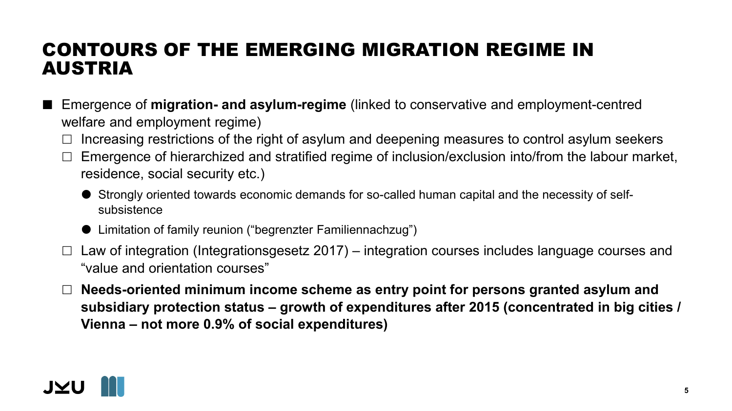# CONTOURS OF THE EMERGING MIGRATION REGIME IN AUSTRIA

- Emergence of **migration- and asylum-regime** (linked to conservative and employment-centred welfare and employment regime)
  - Increasing restrictions of the right of asylum and deepening measures to control asylum seekers
  - Emergence of hierarchized and stratified regime of inclusion/exclusion into/from the labour market, residence, social security etc.)
    - Strongly oriented towards economic demands for so-called human capital and the necessity of self-subsistence
    - Limitation of family reunion ("begrenzter Familiennachzug")
  - Law of integration (Integrationsgesetz 2017) – integration courses includes language courses and "value and orientation courses"
  - **Needs-oriented minimum income scheme as entry point for persons granted asylum and subsidiary protection status – growth of expenditures after 2015 (concentrated in big cities / Vienna – not more 0.9% of social expenditures)**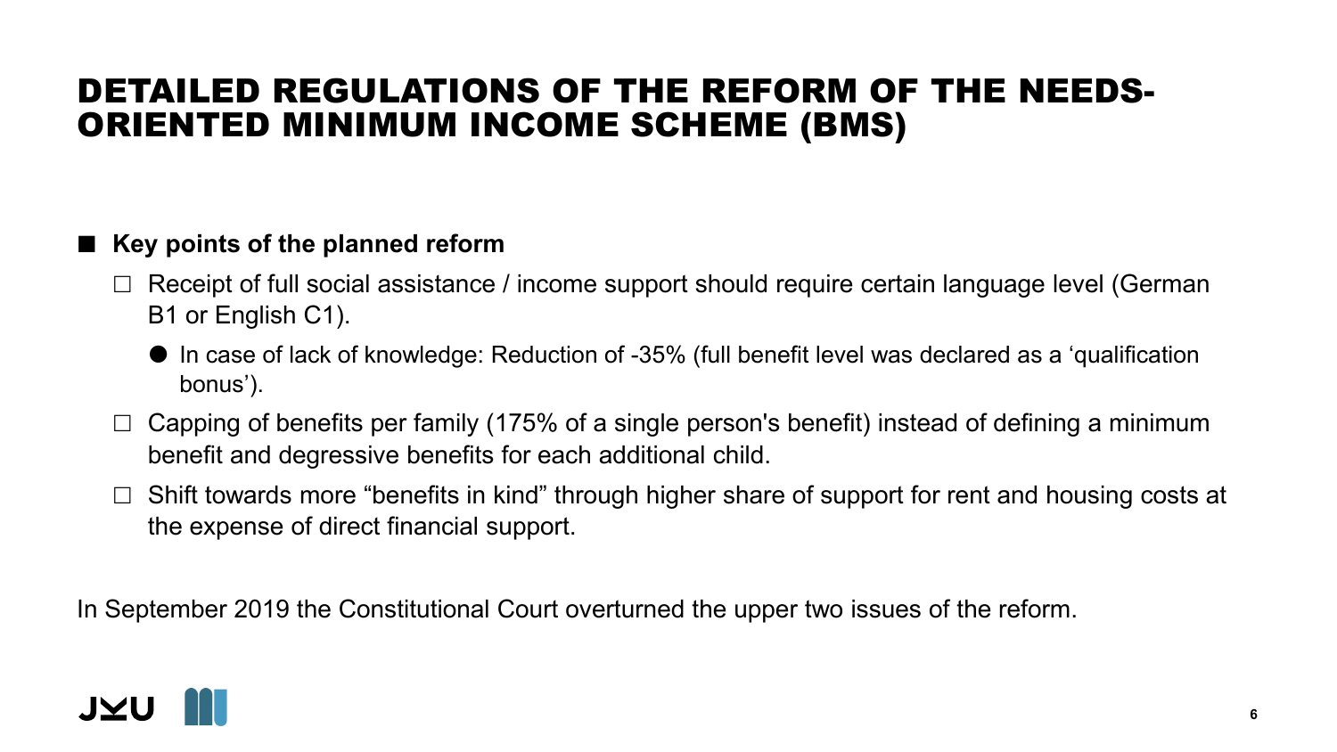# DETAILED REGULATIONS OF THE REFORM OF THE NEEDS-ORIENTED MINIMUM INCOME SCHEME (BMS)

- **Key points of the planned reform**
  - Receipt of full social assistance / income support should require certain language level (German B1 or English C1).
    - In case of lack of knowledge: Reduction of -35% (full benefit level was declared as a 'qualification bonus').
  - Capping of benefits per family (175% of a single person's benefit) instead of defining a minimum benefit and degressive benefits for each additional child.
  - Shift towards more "benefits in kind" through higher share of support for rent and housing costs at the expense of direct financial support.

In September 2019 the Constitutional Court overturned the upper two issues of the reform.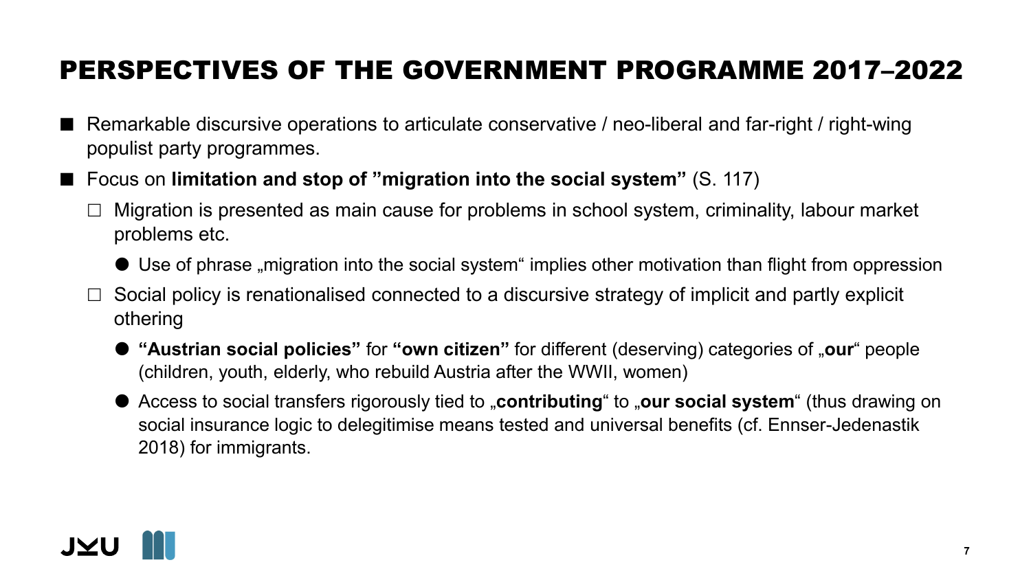# PERSPECTIVES OF THE GOVERNMENT PROGRAMME 2017–2022

- Remarkable discursive operations to articulate conservative / neo-liberal and far-right / right-wing populist party programmes.
- Focus on **limitation and stop of "migration into the social system"** (S. 117)
  - Migration is presented as main cause for problems in school system, criminality, labour market problems etc.
    - Use of phrase „migration into the social system" implies other motivation than flight from oppression
  - Social policy is renationalised connected to a discursive strategy of implicit and partly explicit othering
    - **"Austrian social policies"** for **"own citizen"** for different (deserving) categories of „**our**" people (children, youth, elderly, who rebuild Austria after the WWII, women)
    - Access to social transfers rigorously tied to „**contributing**" to „**our social system**" (thus drawing on social insurance logic to delegitimise means tested and universal benefits (cf. Ennser-Jedenastik 2018) for immigrants.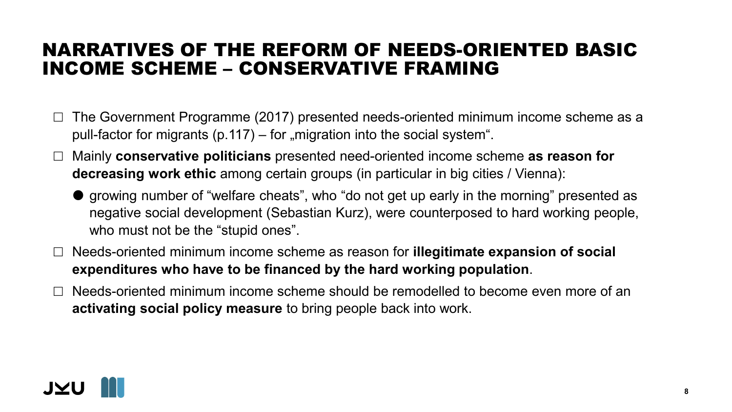# NARRATIVES OF THE REFORM OF NEEDS-ORIENTED BASIC INCOME SCHEME – CONSERVATIVE FRAMING

- The Government Programme (2017) presented needs-oriented minimum income scheme as a pull-factor for migrants (p.117) – for „migration into the social system".
- Mainly **conservative politicians** presented need-oriented income scheme **as reason for decreasing work ethic** among certain groups (in particular in big cities / Vienna):
  - growing number of "welfare cheats", who "do not get up early in the morning" presented as negative social development (Sebastian Kurz), were counterposed to hard working people, who must not be the "stupid ones".
- Needs-oriented minimum income scheme as reason for **illegitimate expansion of social expenditures who have to be financed by the hard working population**.
- Needs-oriented minimum income scheme should be remodelled to become even more of an **activating social policy measure** to bring people back into work.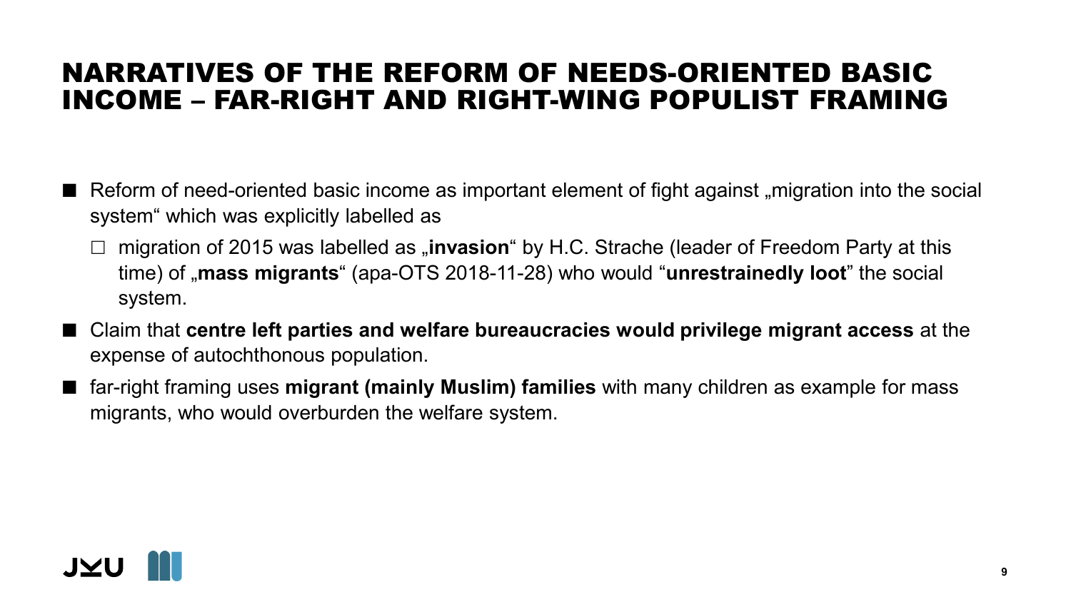# NARRATIVES OF THE REFORM OF NEEDS-ORIENTED BASIC INCOME – FAR-RIGHT AND RIGHT-WING POPULIST FRAMING

- Reform of need-oriented basic income as important element of fight against „migration into the social system" which was explicitly labelled as
  - migration of 2015 was labelled as „**invasion**" by H.C. Strache (leader of Freedom Party at this time) of „**mass migrants**" (apa-OTS 2018-11-28) who would "**unrestrainedly loot**" the social system.
- Claim that **centre left parties and welfare bureaucracies would privilege migrant access** at the expense of autochthonous population.
- far-right framing uses **migrant (mainly Muslim) families** with many children as example for mass migrants, who would overburden the welfare system.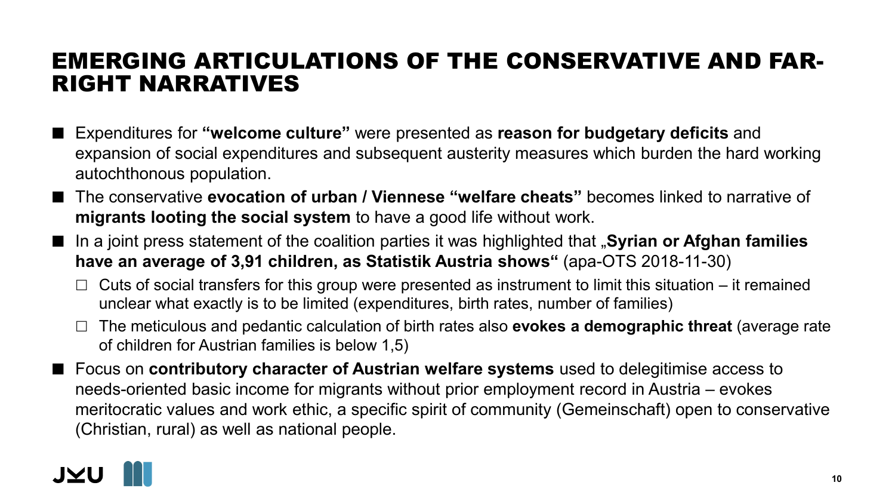# EMERGING ARTICULATIONS OF THE CONSERVATIVE AND FAR-RIGHT NARRATIVES

- Expenditures for **"welcome culture"** were presented as **reason for budgetary deficits** and expansion of social expenditures and subsequent austerity measures which burden the hard working autochthonous population.
- The conservative **evocation of urban / Viennese "welfare cheats"** becomes linked to narrative of **migrants looting the social system** to have a good life without work.
- In a joint press statement of the coalition parties it was highlighted that „**Syrian or Afghan families have an average of 3,91 children, as Statistik Austria shows"** (apa-OTS 2018-11-30)
  - Cuts of social transfers for this group were presented as instrument to limit this situation – it remained unclear what exactly is to be limited (expenditures, birth rates, number of families)
  - The meticulous and pedantic calculation of birth rates also **evokes a demographic threat** (average rate of children for Austrian families is below 1,5)
- Focus on **contributory character of Austrian welfare systems** used to delegitimise access to needs-oriented basic income for migrants without prior employment record in Austria – evokes meritocratic values and work ethic, a specific spirit of community (Gemeinschaft) open to conservative (Christian, rural) as well as national people.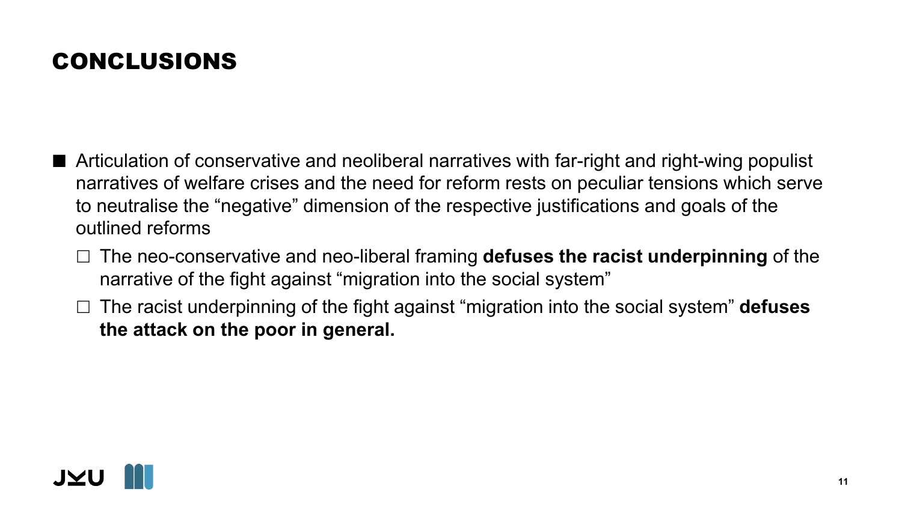# CONCLUSIONS

- Articulation of conservative and neoliberal narratives with far-right and right-wing populist narratives of welfare crises and the need for reform rests on peculiar tensions which serve to neutralise the "negative" dimension of the respective justifications and goals of the outlined reforms
  - The neo-conservative and neo-liberal framing **defuses the racist underpinning** of the narrative of the fight against "migration into the social system"
  - The racist underpinning of the fight against "migration into the social system" **defuses the attack on the poor in general.**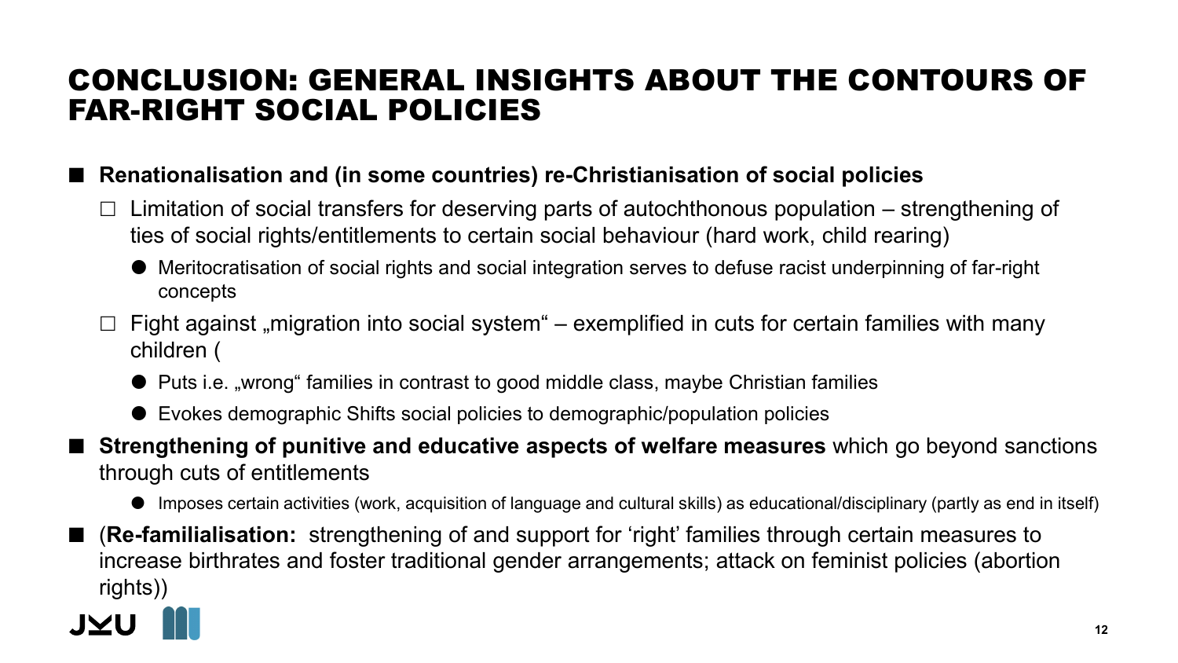# CONCLUSION: GENERAL INSIGHTS ABOUT THE CONTOURS OF FAR-RIGHT SOCIAL POLICIES

- **Renationalisation and (in some countries) re-Christianisation of social policies**
  - Limitation of social transfers for deserving parts of autochthonous population – strengthening of ties of social rights/entitlements to certain social behaviour (hard work, child rearing)
    - Meritocratisation of social rights and social integration serves to defuse racist underpinning of far-right concepts
  - Fight against „migration into social system“ – exemplified in cuts for certain families with many children (
    - Puts i.e. „wrong“ families in contrast to good middle class, maybe Christian families
    - Evokes demographic Shifts social policies to demographic/population policies
- **Strengthening of punitive and educative aspects of welfare measures** which go beyond sanctions through cuts of entitlements
    - Imposes certain activities (work, acquisition of language and cultural skills) as educational/disciplinary (partly as end in itself)
- (**Re-familialisation:** strengthening of and support for ‘right’ families through certain measures to increase birthrates and foster traditional gender arrangements; attack on feminist policies (abortion rights))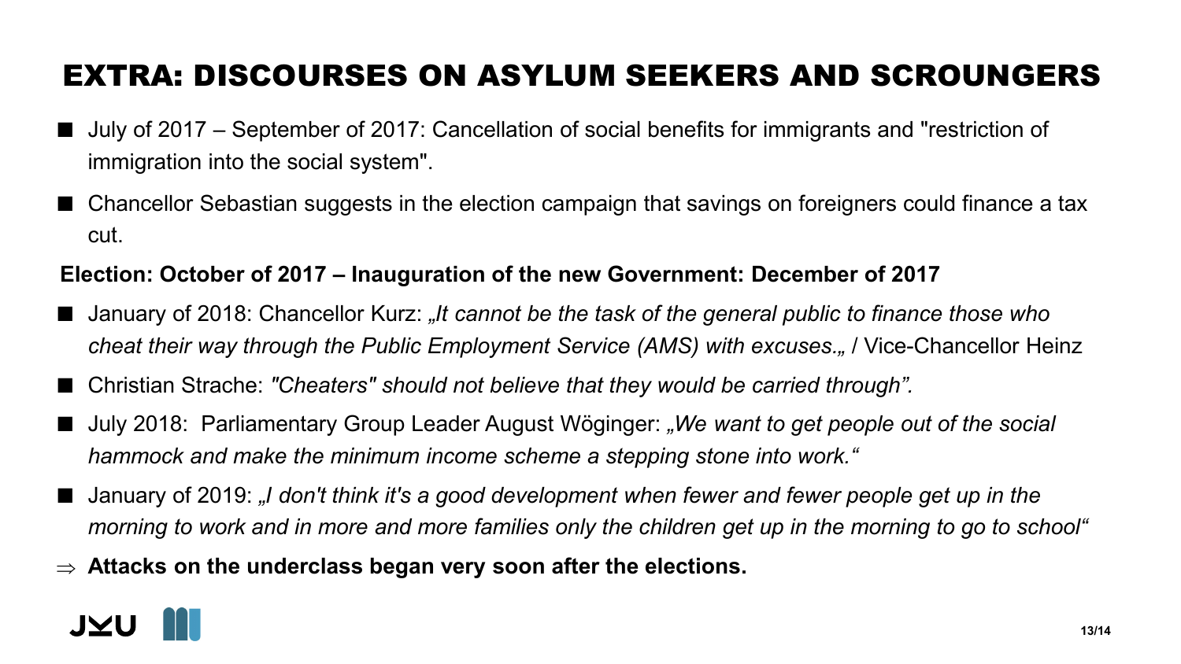# EXTRA: DISCOURSES ON ASYLUM SEEKERS AND SCROUNGERS

- July of 2017 – September of 2017: Cancellation of social benefits for immigrants and "restriction of immigration into the social system".
- Chancellor Sebastian suggests in the election campaign that savings on foreigners could finance a tax cut.

**Election: October of 2017 – Inauguration of the new Government: December of 2017**

- January of 2018: Chancellor Kurz: *„It cannot be the task of the general public to finance those who cheat their way through the Public Employment Service (AMS) with excuses.„* / Vice-Chancellor Heinz
- Christian Strache: *"Cheaters" should not believe that they would be carried through".*
- July 2018: Parliamentary Group Leader August Wöginger: *„We want to get people out of the social hammock and make the minimum income scheme a stepping stone into work."*
- January of 2019: *„I don't think it's a good development when fewer and fewer people get up in the morning to work and in more and more families only the children get up in the morning to go to school"*

⇒ **Attacks on the underclass began very soon after the elections.**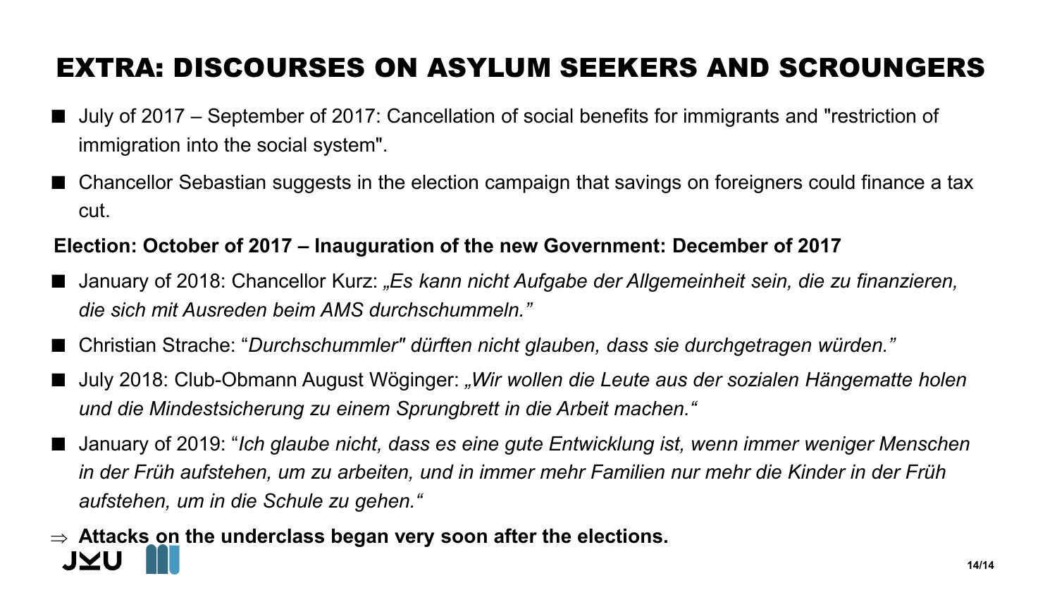# EXTRA: DISCOURSES ON ASYLUM SEEKERS AND SCROUNGERS

- July of 2017 – September of 2017: Cancellation of social benefits for immigrants and "restriction of immigration into the social system".
- Chancellor Sebastian suggests in the election campaign that savings on foreigners could finance a tax cut.

**Election: October of 2017 – Inauguration of the new Government: December of 2017**

- January of 2018: Chancellor Kurz: *„Es kann nicht Aufgabe der Allgemeinheit sein, die zu finanzieren, die sich mit Ausreden beim AMS durchschummeln."*
- Christian Strache: "*Durchschummler" dürften nicht glauben, dass sie durchgetragen würden."*
- July 2018: Club-Obmann August Wöginger: *„Wir wollen die Leute aus der sozialen Hängematte holen und die Mindestsicherung zu einem Sprungbrett in die Arbeit machen."*
- January of 2019: "*Ich glaube nicht, dass es eine gute Entwicklung ist, wenn immer weniger Menschen in der Früh aufstehen, um zu arbeiten, und in immer mehr Familien nur mehr die Kinder in der Früh aufstehen, um in die Schule zu gehen."*

⇒ **Attacks on the underclass began very soon after the elections.**